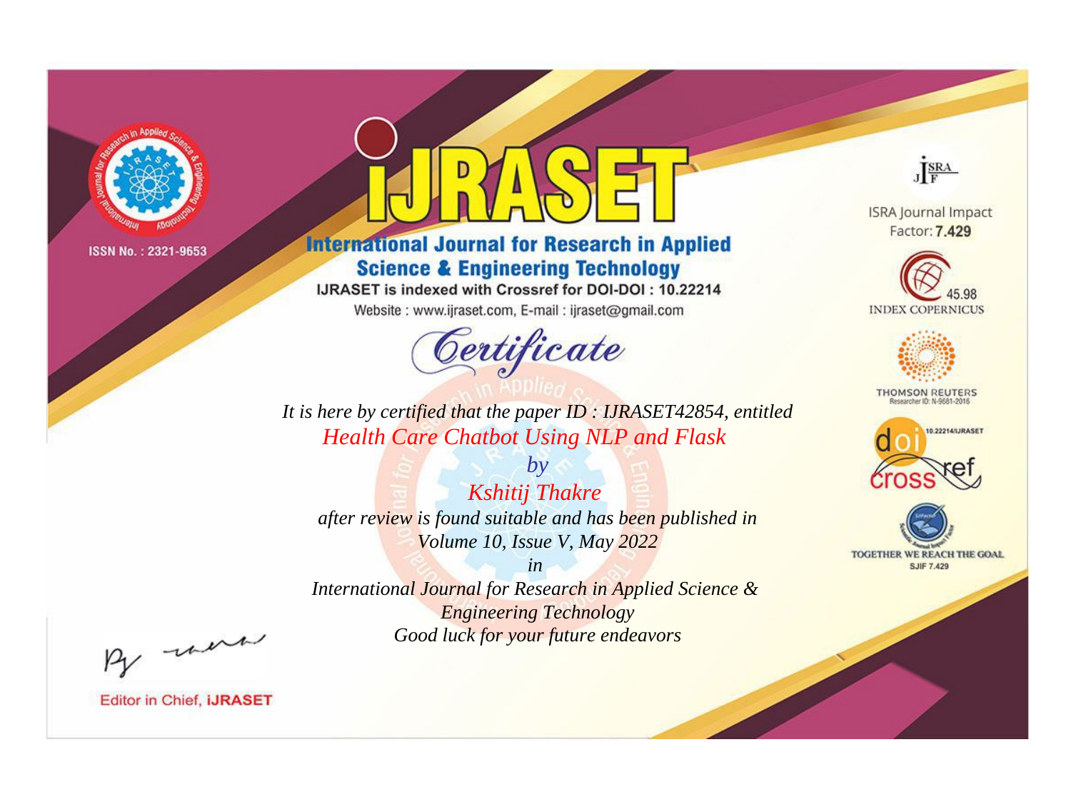ISSN No. : 2321-9653

# IJRASET

## International Journal for Research in Applied Science & Engineering Technology

IJRASET is indexed with Crossref for DOI-DOI : 10.22214

Website : www.ijraset.com, E-mail : ijraset@gmail.com

ISRA Journal Impact Factor: **7.429**

45.98 INDEX COPERNICUS

THOMSON REUTERS Researcher ID: N-9681-2016

10.22214/IJRASET

TOGETHER WE REACH THE GOAL SJIF 7.429

## *Certificate*

*It is here by certified that the paper ID : IJRASET42854, entitled*

*Health Care Chatbot Using NLP and Flask*

*by*

*Kshitij Thakre*

*after review is found suitable and has been published in*

*Volume 10, Issue V, May 2022*

*in*

*International Journal for Research in Applied Science & Engineering Technology*

*Good luck for your future endeavors*

Editor in Chief, **IJRASET**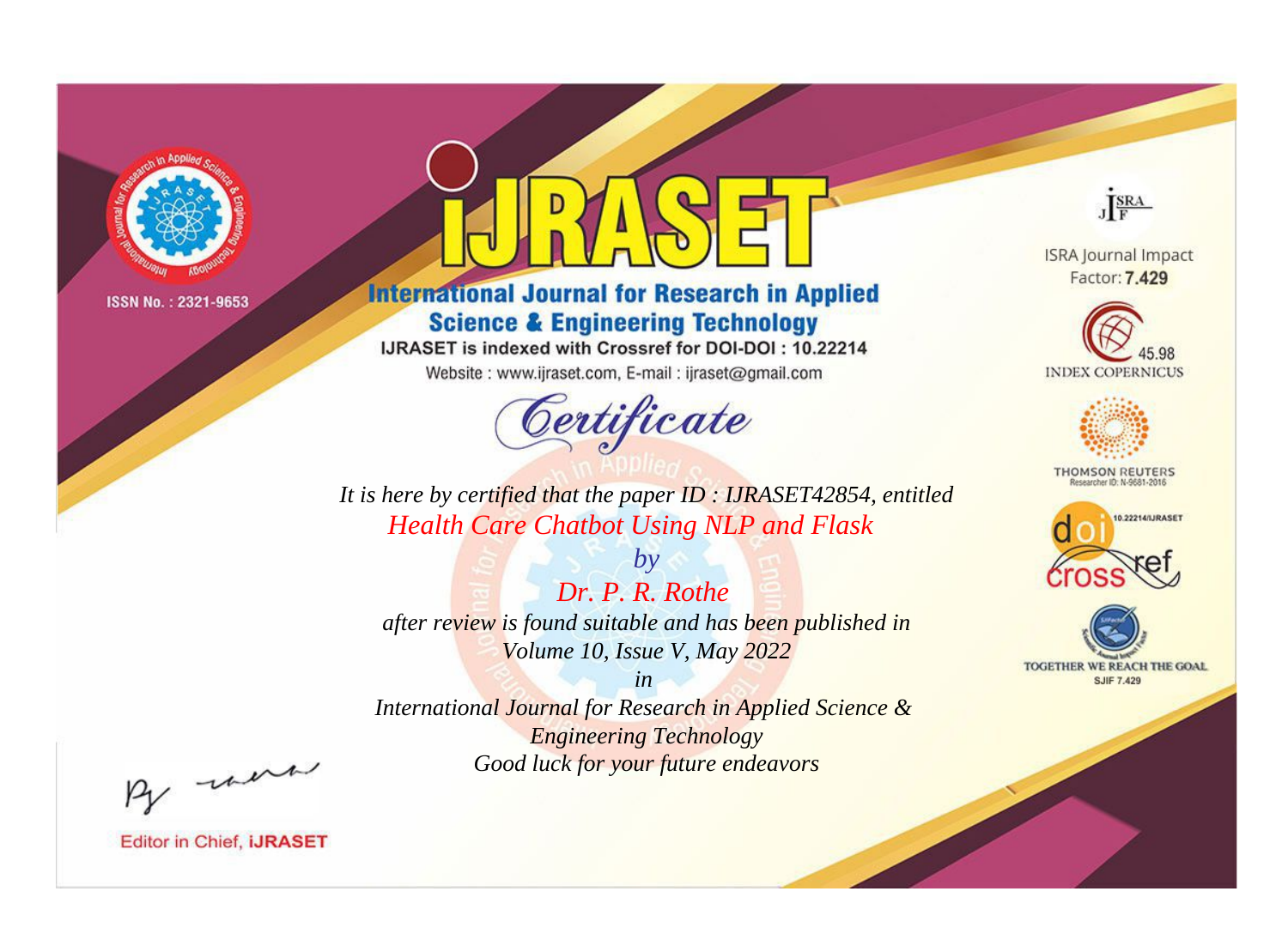ISSN No. : 2321-9653

# iJRASET

**International Journal for Research in Applied Science & Engineering Technology**

IJRASET is indexed with Crossref for DOI-DOI : 10.22214

Website : www.ijraset.com, E-mail : ijraset@gmail.com

ISRA Journal Impact Factor: **7.429**

45.98 INDEX COPERNICUS

THOMSON REUTERS Researcher ID: N-9681-2016

10.22214/IJRASET

TOGETHER WE REACH THE GOAL SJIF 7.429

## Certificate

*It is here by certified that the paper ID : IJRASET42854, entitled*

*Health Care Chatbot Using NLP and Flask*

*by*

*Dr. P. R. Rothe*

*after review is found suitable and has been published in*

*Volume 10, Issue V, May 2022*

*in*

*International Journal for Research in Applied Science & Engineering Technology*

*Good luck for your future endeavors*

Editor in Chief, **iJRASET**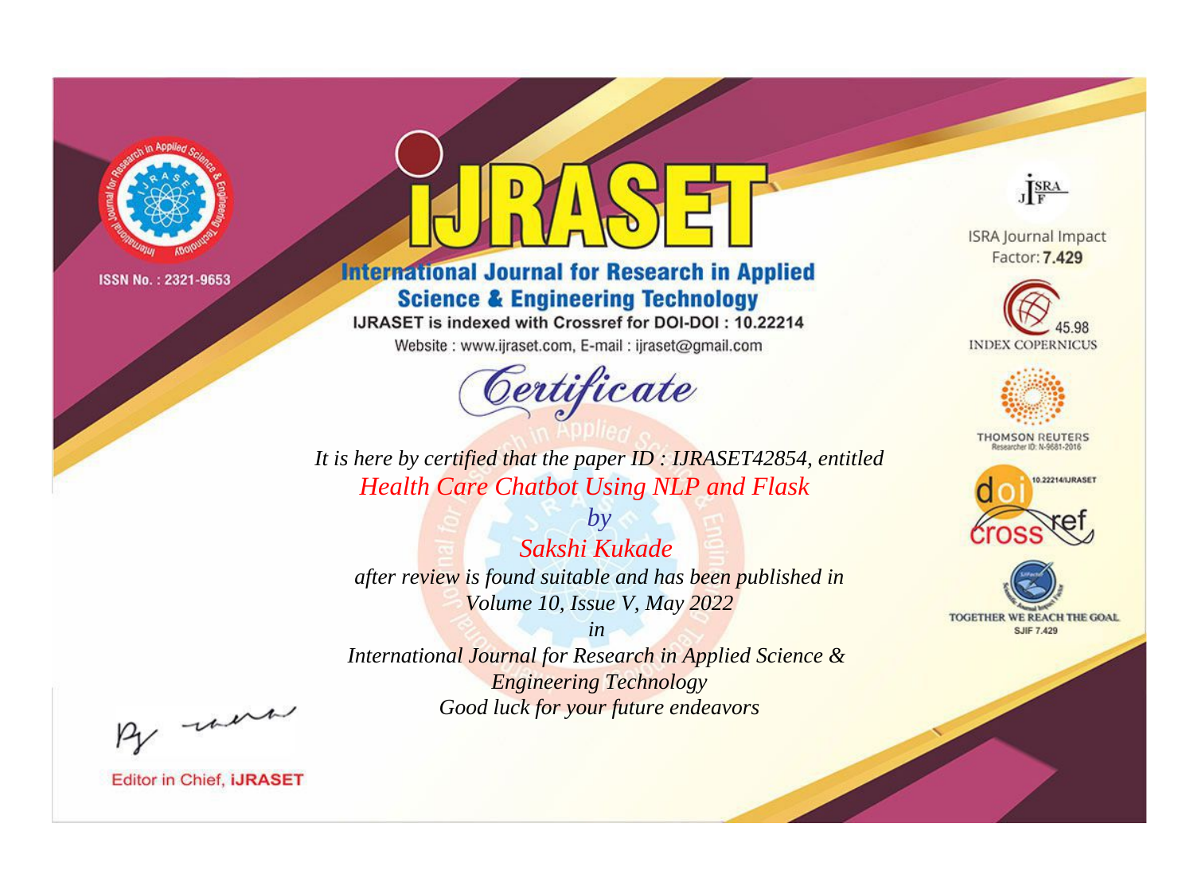ISSN No. : 2321-9653

# IJRASET

## International Journal for Research in Applied Science & Engineering Technology

IJRASET is indexed with Crossref for DOI-DOI : 10.22214

Website : www.ijraset.com, E-mail : ijraset@gmail.com

ISRA Journal Impact Factor: **7.429**

45.98 INDEX COPERNICUS

THOMSON REUTERS Researcher ID: N-9681-2016

10.22214/IJRASET

TOGETHER WE REACH THE GOAL SJIF 7.429

## *Certificate*

*It is here by certified that the paper ID : IJRASET42854, entitled*

*Health Care Chatbot Using NLP and Flask*

*by*

*Sakshi Kukade*

*after review is found suitable and has been published in*

*Volume 10, Issue V, May 2022*

*in*

*International Journal for Research in Applied Science & Engineering Technology*

*Good luck for your future endeavors*

Editor in Chief, **IJRASET**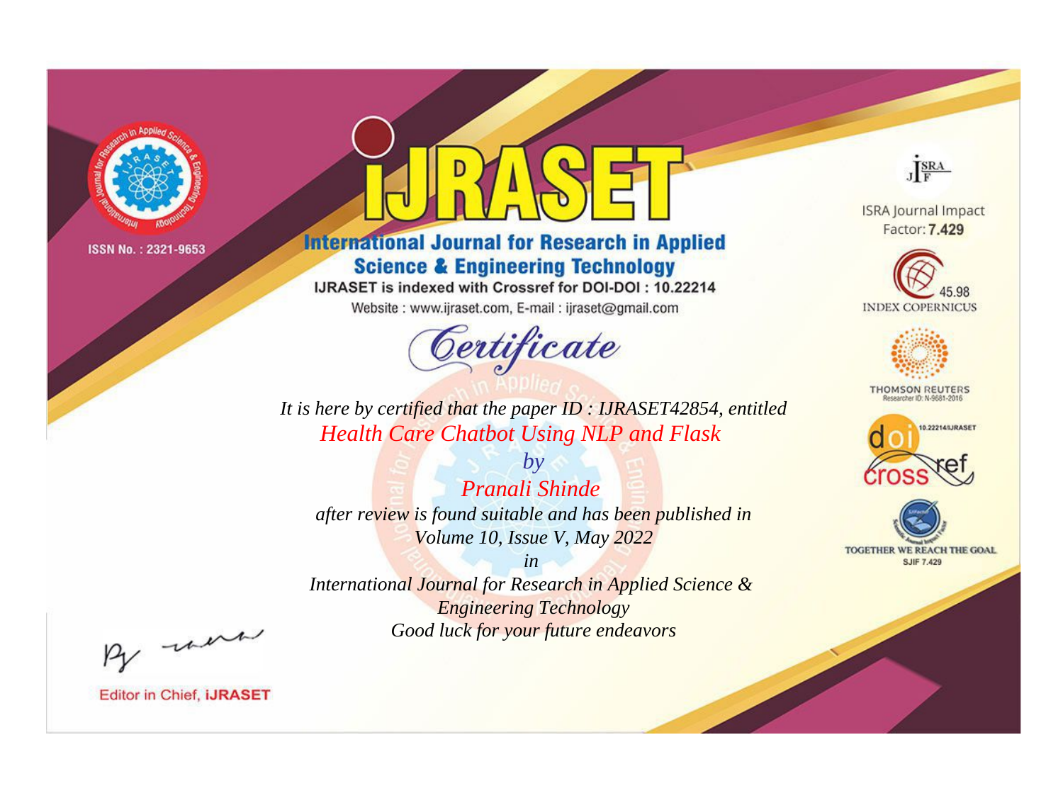ISSN No. : 2321-9653

# IJRASET

## International Journal for Research in Applied Science & Engineering Technology

IJRASET is indexed with Crossref for DOI-DOI : 10.22214

Website : www.ijraset.com, E-mail : ijraset@gmail.com

## Certificate

*It is here by certified that the paper ID : IJRASET42854, entitled*

*Health Care Chatbot Using NLP and Flask*

*by*

*Pranali Shinde*

*after review is found suitable and has been published in*

*Volume 10, Issue V, May 2022*

*in*

*International Journal for Research in Applied Science & Engineering Technology*

*Good luck for your future endeavors*

ISRA Journal Impact Factor: **7.429**

45.98 INDEX COPERNICUS

THOMSON REUTERS Researcher ID: N-9681-2016

10.22214/IJRASET

TOGETHER WE REACH THE GOAL SJIF 7.429

Editor in Chief, **iJRASET**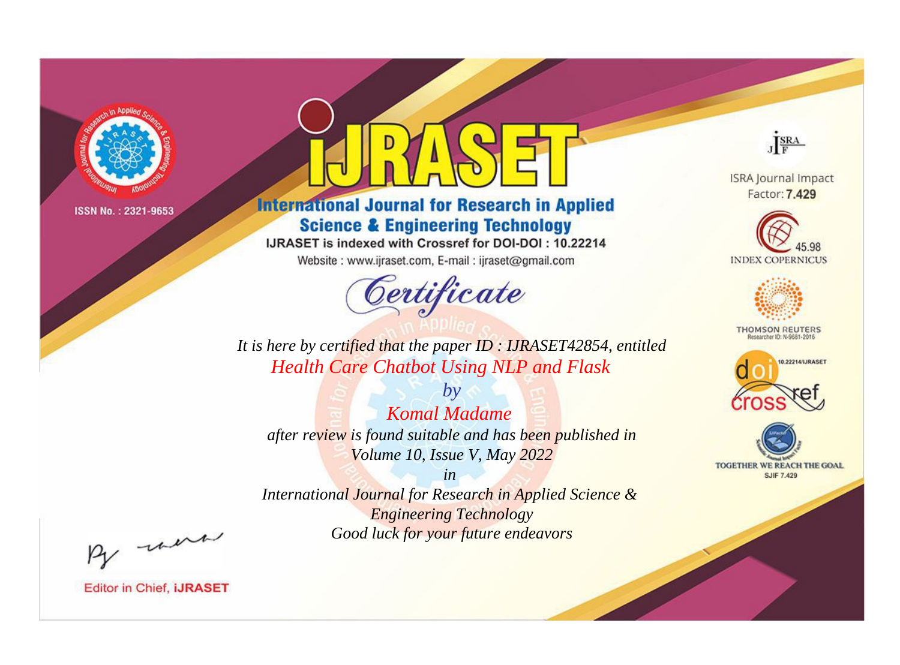ISSN No. : 2321-9653

# iJRASET

## International Journal for Research in Applied Science & Engineering Technology

IJRASET is indexed with Crossref for DOI-DOI : 10.22214

Website : www.ijraset.com, E-mail : ijraset@gmail.com

ISRA Journal Impact Factor: **7.429**

45.98 INDEX COPERNICUS

THOMSON REUTERS Researcher ID: N-9681-2016

10.22214/IJRASET

TOGETHER WE REACH THE GOAL SJIF 7.429

## Certificate

*It is here by certified that the paper ID : IJRASET42854, entitled*

*Health Care Chatbot Using NLP and Flask*

*by*

*Komal Madame*

*after review is found suitable and has been published in*

*Volume 10, Issue V, May 2022*

*in*

*International Journal for Research in Applied Science & Engineering Technology*

*Good luck for your future endeavors*

Editor in Chief, **iJRASET**